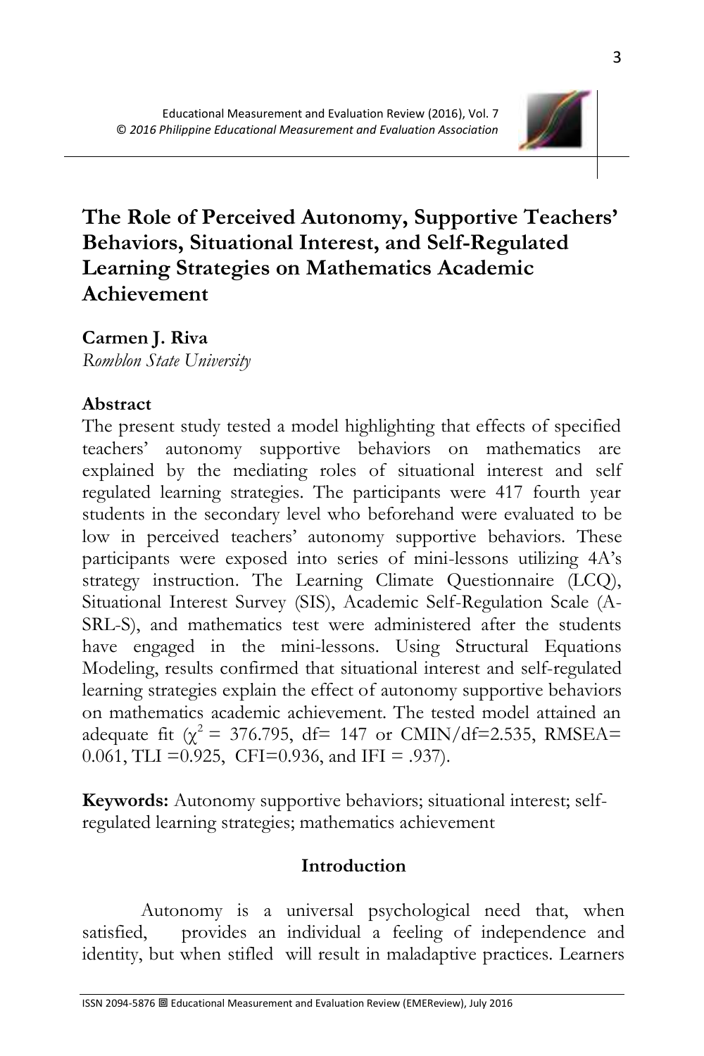# The Role of Perceived Autonomy, Supportive Teachers' Behaviors, Situational Interest, and Self-Regulated Learning Strategies on Mathematics Academic Achievement

**Carmen J. Riva**
*Romblon State University*

## Abstract

The present study tested a model highlighting that effects of specified teachers' autonomy supportive behaviors on mathematics are explained by the mediating roles of situational interest and self regulated learning strategies. The participants were 417 fourth year students in the secondary level who beforehand were evaluated to be low in perceived teachers' autonomy supportive behaviors. These participants were exposed into series of mini-lessons utilizing 4A's strategy instruction. The Learning Climate Questionnaire (LCQ), Situational Interest Survey (SIS), Academic Self-Regulation Scale (A-SRL-S), and mathematics test were administered after the students have engaged in the mini-lessons. Using Structural Equations Modeling, results confirmed that situational interest and self-regulated learning strategies explain the effect of autonomy supportive behaviors on mathematics academic achievement. The tested model attained an adequate fit ($\chi^2$ = 376.795, df= 147 or CMIN/df=2.535, RMSEA= 0.061, TLI =0.925, CFI=0.936, and IFI = .937).

**Keywords:** Autonomy supportive behaviors; situational interest; self-regulated learning strategies; mathematics achievement

## Introduction

Autonomy is a universal psychological need that, when satisfied, provides an individual a feeling of independence and identity, but when stifled will result in maladaptive practices. Learners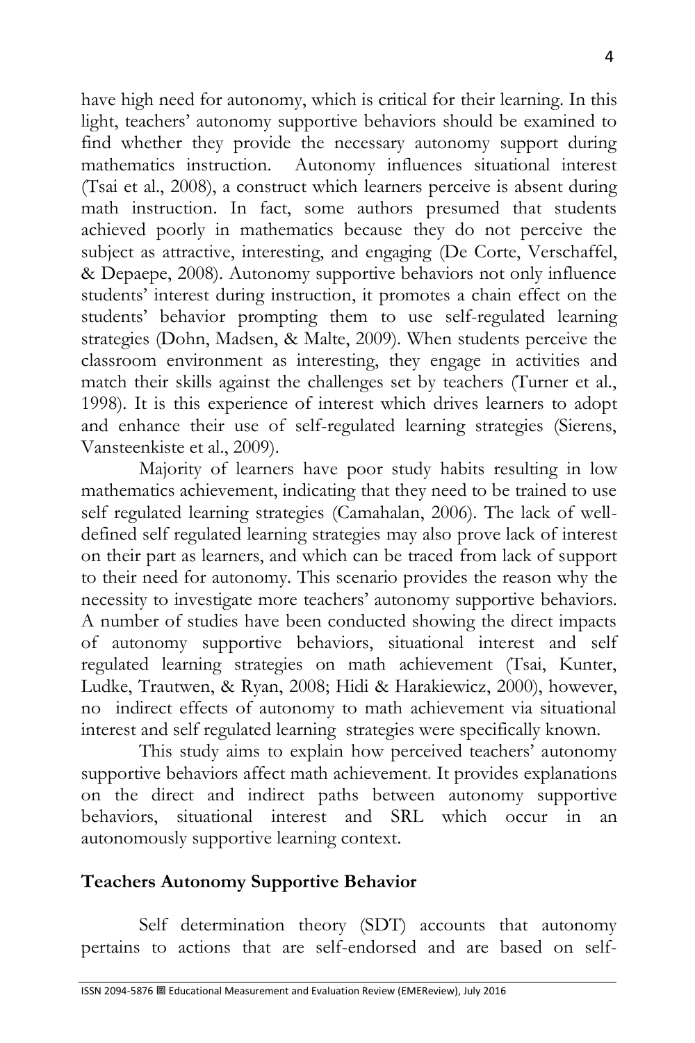have high need for autonomy, which is critical for their learning. In this light, teachers' autonomy supportive behaviors should be examined to find whether they provide the necessary autonomy support during mathematics instruction. Autonomy influences situational interest (Tsai et al., 2008), a construct which learners perceive is absent during math instruction. In fact, some authors presumed that students achieved poorly in mathematics because they do not perceive the subject as attractive, interesting, and engaging (De Corte, Verschaffel, & Depaepe, 2008). Autonomy supportive behaviors not only influence students' interest during instruction, it promotes a chain effect on the students' behavior prompting them to use self-regulated learning strategies (Dohn, Madsen, & Malte, 2009). When students perceive the classroom environment as interesting, they engage in activities and match their skills against the challenges set by teachers (Turner et al., 1998). It is this experience of interest which drives learners to adopt and enhance their use of self-regulated learning strategies (Sierens, Vansteenkiste et al., 2009).

Majority of learners have poor study habits resulting in low mathematics achievement, indicating that they need to be trained to use self regulated learning strategies (Camahalan, 2006). The lack of well-defined self regulated learning strategies may also prove lack of interest on their part as learners, and which can be traced from lack of support to their need for autonomy. This scenario provides the reason why the necessity to investigate more teachers' autonomy supportive behaviors. A number of studies have been conducted showing the direct impacts of autonomy supportive behaviors, situational interest and self regulated learning strategies on math achievement (Tsai, Kunter, Ludke, Trautwen, & Ryan, 2008; Hidi & Harakiewicz, 2000), however, no indirect effects of autonomy to math achievement via situational interest and self regulated learning strategies were specifically known.

This study aims to explain how perceived teachers' autonomy supportive behaviors affect math achievement. It provides explanations on the direct and indirect paths between autonomy supportive behaviors, situational interest and SRL which occur in an autonomously supportive learning context.

## Teachers Autonomy Supportive Behavior

Self determination theory (SDT) accounts that autonomy pertains to actions that are self-endorsed and are based on self-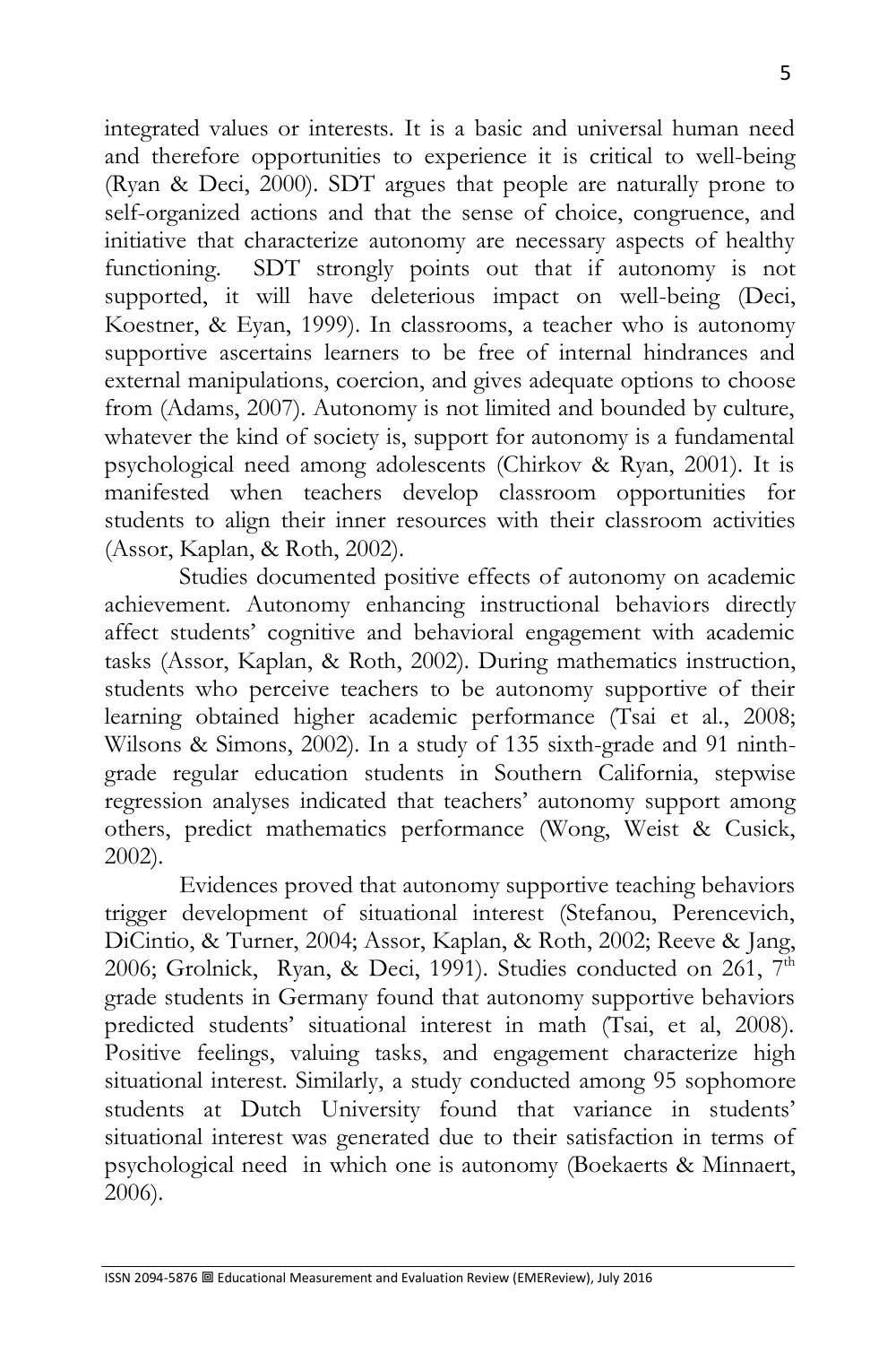integrated values or interests. It is a basic and universal human need and therefore opportunities to experience it is critical to well-being (Ryan & Deci, 2000). SDT argues that people are naturally prone to self-organized actions and that the sense of choice, congruence, and initiative that characterize autonomy are necessary aspects of healthy functioning. SDT strongly points out that if autonomy is not supported, it will have deleterious impact on well-being (Deci, Koestner, & Eyan, 1999). In classrooms, a teacher who is autonomy supportive ascertains learners to be free of internal hindrances and external manipulations, coercion, and gives adequate options to choose from (Adams, 2007). Autonomy is not limited and bounded by culture, whatever the kind of society is, support for autonomy is a fundamental psychological need among adolescents (Chirkov & Ryan, 2001). It is manifested when teachers develop classroom opportunities for students to align their inner resources with their classroom activities (Assor, Kaplan, & Roth, 2002).

Studies documented positive effects of autonomy on academic achievement. Autonomy enhancing instructional behaviors directly affect students' cognitive and behavioral engagement with academic tasks (Assor, Kaplan, & Roth, 2002). During mathematics instruction, students who perceive teachers to be autonomy supportive of their learning obtained higher academic performance (Tsai et al., 2008; Wilsons & Simons, 2002). In a study of 135 sixth-grade and 91 ninth-grade regular education students in Southern California, stepwise regression analyses indicated that teachers' autonomy support among others, predict mathematics performance (Wong, Weist & Cusick, 2002).

Evidences proved that autonomy supportive teaching behaviors trigger development of situational interest (Stefanou, Perencevich, DiCintio, & Turner, 2004; Assor, Kaplan, & Roth, 2002; Reeve & Jang, 2006; Grolnick, Ryan, & Deci, 1991). Studies conducted on 261, 7th grade students in Germany found that autonomy supportive behaviors predicted students' situational interest in math (Tsai, et al, 2008). Positive feelings, valuing tasks, and engagement characterize high situational interest. Similarly, a study conducted among 95 sophomore students at Dutch University found that variance in students' situational interest was generated due to their satisfaction in terms of psychological need in which one is autonomy (Boekaerts & Minnaert, 2006).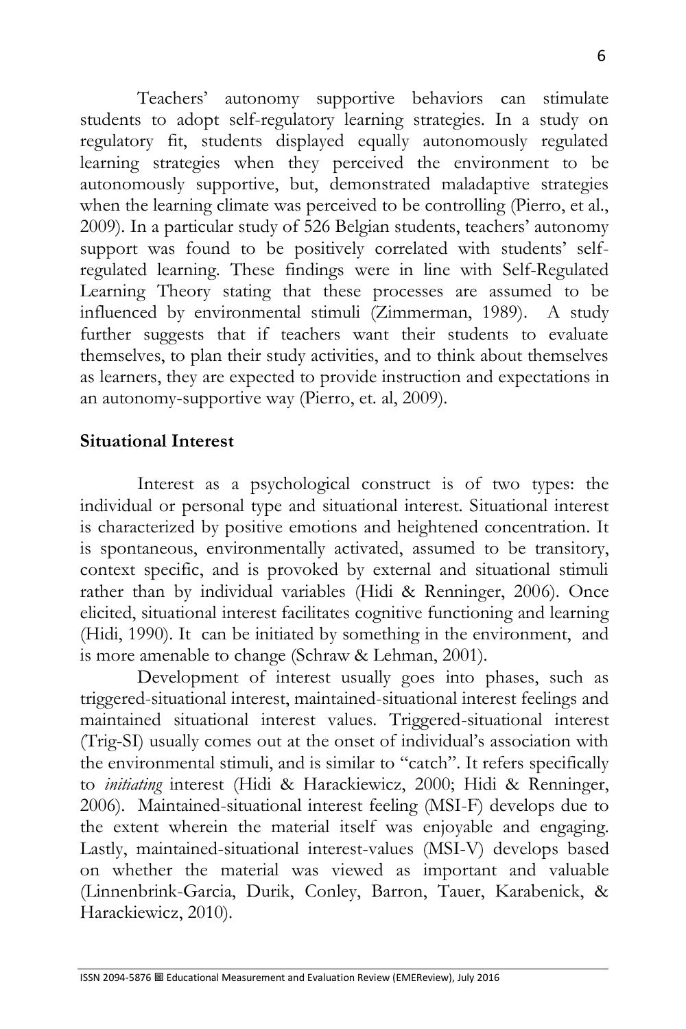Teachers' autonomy supportive behaviors can stimulate students to adopt self-regulatory learning strategies. In a study on regulatory fit, students displayed equally autonomously regulated learning strategies when they perceived the environment to be autonomously supportive, but, demonstrated maladaptive strategies when the learning climate was perceived to be controlling (Pierro, et al., 2009). In a particular study of 526 Belgian students, teachers' autonomy support was found to be positively correlated with students' self-regulated learning. These findings were in line with Self-Regulated Learning Theory stating that these processes are assumed to be influenced by environmental stimuli (Zimmerman, 1989). A study further suggests that if teachers want their students to evaluate themselves, to plan their study activities, and to think about themselves as learners, they are expected to provide instruction and expectations in an autonomy-supportive way (Pierro, et. al, 2009).

**Situational Interest**

Interest as a psychological construct is of two types: the individual or personal type and situational interest. Situational interest is characterized by positive emotions and heightened concentration. It is spontaneous, environmentally activated, assumed to be transitory, context specific, and is provoked by external and situational stimuli rather than by individual variables (Hidi & Renninger, 2006). Once elicited, situational interest facilitates cognitive functioning and learning (Hidi, 1990). It can be initiated by something in the environment, and is more amenable to change (Schraw & Lehman, 2001).

Development of interest usually goes into phases, such as triggered-situational interest, maintained-situational interest feelings and maintained situational interest values. Triggered-situational interest (Trig-SI) usually comes out at the onset of individual's association with the environmental stimuli, and is similar to "catch". It refers specifically to *initiating* interest (Hidi & Harackiewicz, 2000; Hidi & Renninger, 2006). Maintained-situational interest feeling (MSI-F) develops due to the extent wherein the material itself was enjoyable and engaging. Lastly, maintained-situational interest-values (MSI-V) develops based on whether the material was viewed as important and valuable (Linnenbrink-Garcia, Durik, Conley, Barron, Tauer, Karabenick, & Harackiewicz, 2010).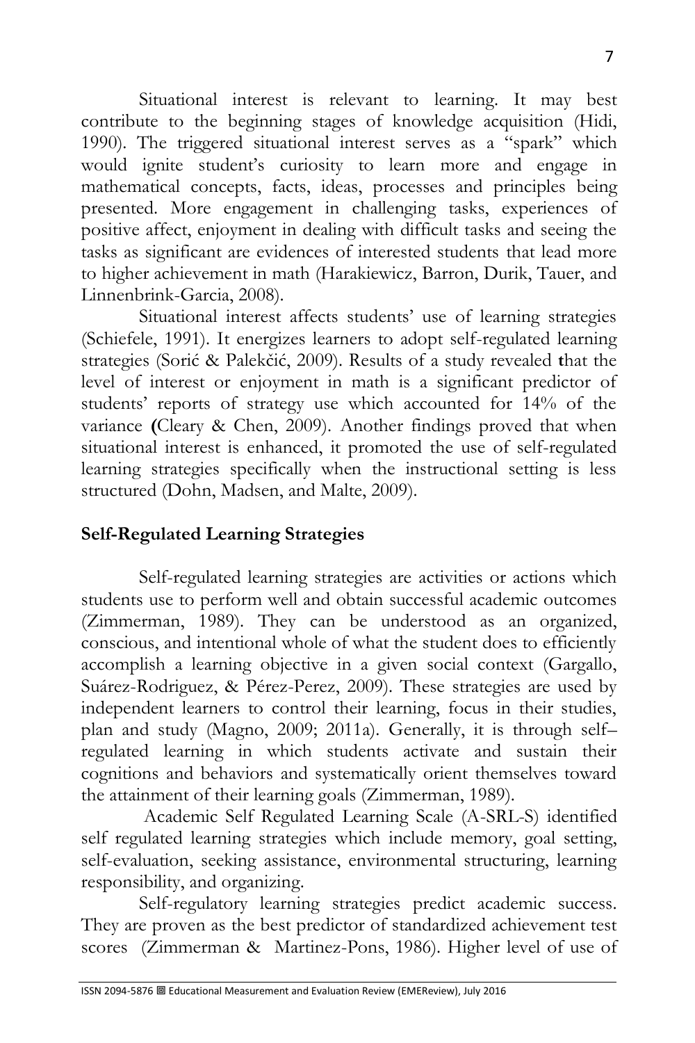Situational interest is relevant to learning. It may best contribute to the beginning stages of knowledge acquisition (Hidi, 1990). The triggered situational interest serves as a "spark" which would ignite student's curiosity to learn more and engage in mathematical concepts, facts, ideas, processes and principles being presented. More engagement in challenging tasks, experiences of positive affect, enjoyment in dealing with difficult tasks and seeing the tasks as significant are evidences of interested students that lead more to higher achievement in math (Harakiewicz, Barron, Durik, Tauer, and Linnenbrink-Garcia, 2008).

Situational interest affects students' use of learning strategies (Schiefele, 1991). It energizes learners to adopt self-regulated learning strategies (Sorić & Palekčić, 2009). Results of a study revealed **t**hat the level of interest or enjoyment in math is a significant predictor of students' reports of strategy use which accounted for 14% of the variance **(**Cleary & Chen, 2009). Another findings proved that when situational interest is enhanced, it promoted the use of self-regulated learning strategies specifically when the instructional setting is less structured (Dohn, Madsen, and Malte, 2009).

## Self-Regulated Learning Strategies

Self-regulated learning strategies are activities or actions which students use to perform well and obtain successful academic outcomes (Zimmerman, 1989). They can be understood as an organized, conscious, and intentional whole of what the student does to efficiently accomplish a learning objective in a given social context (Gargallo, Suárez-Rodriguez, & Pérez-Perez, 2009). These strategies are used by independent learners to control their learning, focus in their studies, plan and study (Magno, 2009; 2011a). Generally, it is through self–regulated learning in which students activate and sustain their cognitions and behaviors and systematically orient themselves toward the attainment of their learning goals (Zimmerman, 1989).

Academic Self Regulated Learning Scale (A-SRL-S) identified self regulated learning strategies which include memory, goal setting, self-evaluation, seeking assistance, environmental structuring, learning responsibility, and organizing.

Self-regulatory learning strategies predict academic success. They are proven as the best predictor of standardized achievement test scores (Zimmerman & Martinez-Pons, 1986). Higher level of use of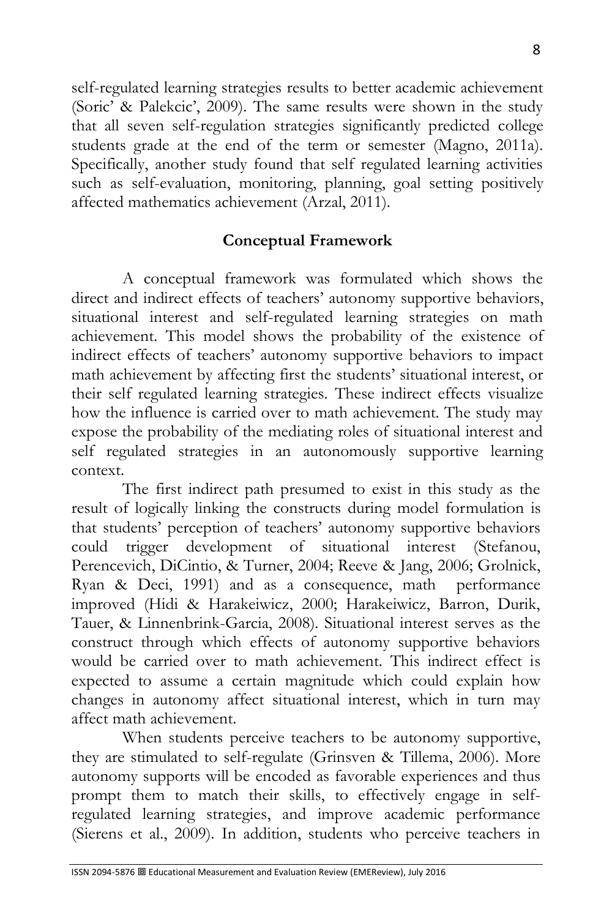self-regulated learning strategies results to better academic achievement (Soric' & Palekcic', 2009). The same results were shown in the study that all seven self-regulation strategies significantly predicted college students grade at the end of the term or semester (Magno, 2011a). Specifically, another study found that self regulated learning activities such as self-evaluation, monitoring, planning, goal setting positively affected mathematics achievement (Arzal, 2011).

## Conceptual Framework

A conceptual framework was formulated which shows the direct and indirect effects of teachers' autonomy supportive behaviors, situational interest and self-regulated learning strategies on math achievement. This model shows the probability of the existence of indirect effects of teachers' autonomy supportive behaviors to impact math achievement by affecting first the students' situational interest, or their self regulated learning strategies. These indirect effects visualize how the influence is carried over to math achievement. The study may expose the probability of the mediating roles of situational interest and self regulated strategies in an autonomously supportive learning context.

The first indirect path presumed to exist in this study as the result of logically linking the constructs during model formulation is that students' perception of teachers' autonomy supportive behaviors could trigger development of situational interest (Stefanou, Perencevich, DiCintio, & Turner, 2004; Reeve & Jang, 2006; Grolnick, Ryan & Deci, 1991) and as a consequence, math performance improved (Hidi & Harakeiwicz, 2000; Harakeiwicz, Barron, Durik, Tauer, & Linnenbrink-Garcia, 2008). Situational interest serves as the construct through which effects of autonomy supportive behaviors would be carried over to math achievement. This indirect effect is expected to assume a certain magnitude which could explain how changes in autonomy affect situational interest, which in turn may affect math achievement.

When students perceive teachers to be autonomy supportive, they are stimulated to self-regulate (Grinsven & Tillema, 2006). More autonomy supports will be encoded as favorable experiences and thus prompt them to match their skills, to effectively engage in self-regulated learning strategies, and improve academic performance (Sierens et al., 2009). In addition, students who perceive teachers in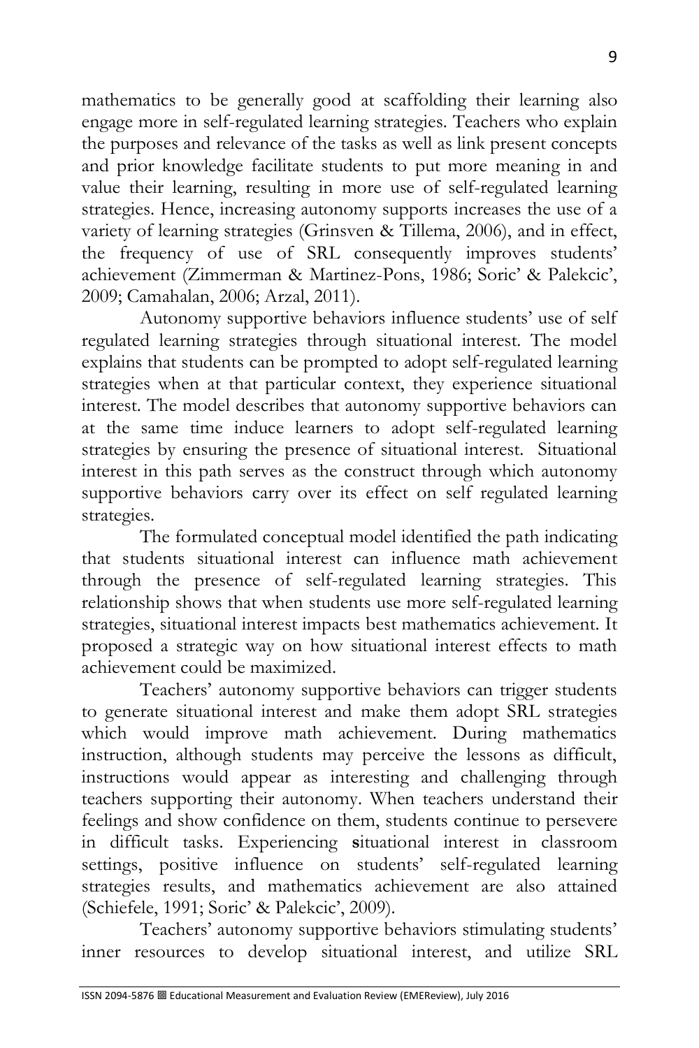mathematics to be generally good at scaffolding their learning also engage more in self-regulated learning strategies. Teachers who explain the purposes and relevance of the tasks as well as link present concepts and prior knowledge facilitate students to put more meaning in and value their learning, resulting in more use of self-regulated learning strategies. Hence, increasing autonomy supports increases the use of a variety of learning strategies (Grinsven & Tillema, 2006), and in effect, the frequency of use of SRL consequently improves students' achievement (Zimmerman & Martinez-Pons, 1986; Soric' & Palekcic', 2009; Camahalan, 2006; Arzal, 2011).

Autonomy supportive behaviors influence students' use of self regulated learning strategies through situational interest. The model explains that students can be prompted to adopt self-regulated learning strategies when at that particular context, they experience situational interest. The model describes that autonomy supportive behaviors can at the same time induce learners to adopt self-regulated learning strategies by ensuring the presence of situational interest. Situational interest in this path serves as the construct through which autonomy supportive behaviors carry over its effect on self regulated learning strategies.

The formulated conceptual model identified the path indicating that students situational interest can influence math achievement through the presence of self-regulated learning strategies. This relationship shows that when students use more self-regulated learning strategies, situational interest impacts best mathematics achievement. It proposed a strategic way on how situational interest effects to math achievement could be maximized.

Teachers' autonomy supportive behaviors can trigger students to generate situational interest and make them adopt SRL strategies which would improve math achievement. During mathematics instruction, although students may perceive the lessons as difficult, instructions would appear as interesting and challenging through teachers supporting their autonomy. When teachers understand their feelings and show confidence on them, students continue to persevere in difficult tasks. Experiencing **s**ituational interest in classroom settings, positive influence on students' self-regulated learning strategies results, and mathematics achievement are also attained (Schiefele, 1991; Soric' & Palekcic', 2009).

Teachers' autonomy supportive behaviors stimulating students' inner resources to develop situational interest, and utilize SRL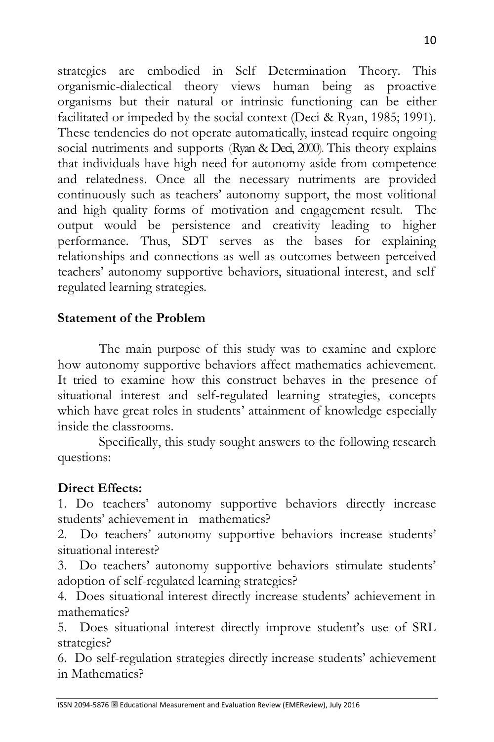strategies are embodied in Self Determination Theory. This organismic-dialectical theory views human being as proactive organisms but their natural or intrinsic functioning can be either facilitated or impeded by the social context (Deci & Ryan, 1985; 1991). These tendencies do not operate automatically, instead require ongoing social nutriments and supports (Ryan & Deci, 2000). This theory explains that individuals have high need for autonomy aside from competence and relatedness. Once all the necessary nutriments are provided continuously such as teachers' autonomy support, the most volitional and high quality forms of motivation and engagement result. The output would be persistence and creativity leading to higher performance. Thus, SDT serves as the bases for explaining relationships and connections as well as outcomes between perceived teachers' autonomy supportive behaviors, situational interest, and self regulated learning strategies.

**Statement of the Problem**

The main purpose of this study was to examine and explore how autonomy supportive behaviors affect mathematics achievement. It tried to examine how this construct behaves in the presence of situational interest and self-regulated learning strategies, concepts which have great roles in students' attainment of knowledge especially inside the classrooms.

Specifically, this study sought answers to the following research questions:

**Direct Effects:**

1. Do teachers' autonomy supportive behaviors directly increase students' achievement in mathematics?
2. Do teachers' autonomy supportive behaviors increase students' situational interest?
3. Do teachers' autonomy supportive behaviors stimulate students' adoption of self-regulated learning strategies?
4. Does situational interest directly increase students' achievement in mathematics?
5. Does situational interest directly improve student's use of SRL strategies?
6. Do self-regulation strategies directly increase students' achievement in Mathematics?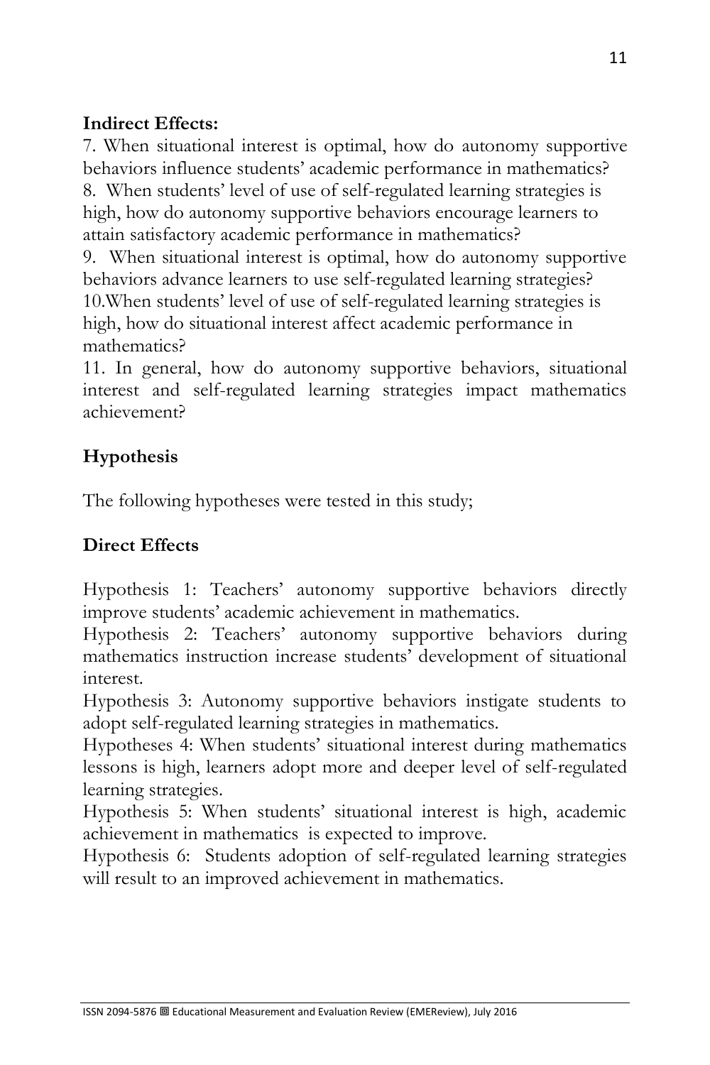**Indirect Effects:**

7. When situational interest is optimal, how do autonomy supportive behaviors influence students' academic performance in mathematics?
8. When students' level of use of self-regulated learning strategies is high, how do autonomy supportive behaviors encourage learners to attain satisfactory academic performance in mathematics?
9. When situational interest is optimal, how do autonomy supportive behaviors advance learners to use self-regulated learning strategies?
10. When students' level of use of self-regulated learning strategies is high, how do situational interest affect academic performance in mathematics?
11. In general, how do autonomy supportive behaviors, situational interest and self-regulated learning strategies impact mathematics achievement?

## Hypothesis

The following hypotheses were tested in this study;

### Direct Effects

Hypothesis 1: Teachers' autonomy supportive behaviors directly improve students' academic achievement in mathematics.
Hypothesis 2: Teachers' autonomy supportive behaviors during mathematics instruction increase students' development of situational interest.
Hypothesis 3: Autonomy supportive behaviors instigate students to adopt self-regulated learning strategies in mathematics.
Hypotheses 4: When students' situational interest during mathematics lessons is high, learners adopt more and deeper level of self-regulated learning strategies.
Hypothesis 5: When students' situational interest is high, academic achievement in mathematics is expected to improve.
Hypothesis 6: Students adoption of self-regulated learning strategies will result to an improved achievement in mathematics.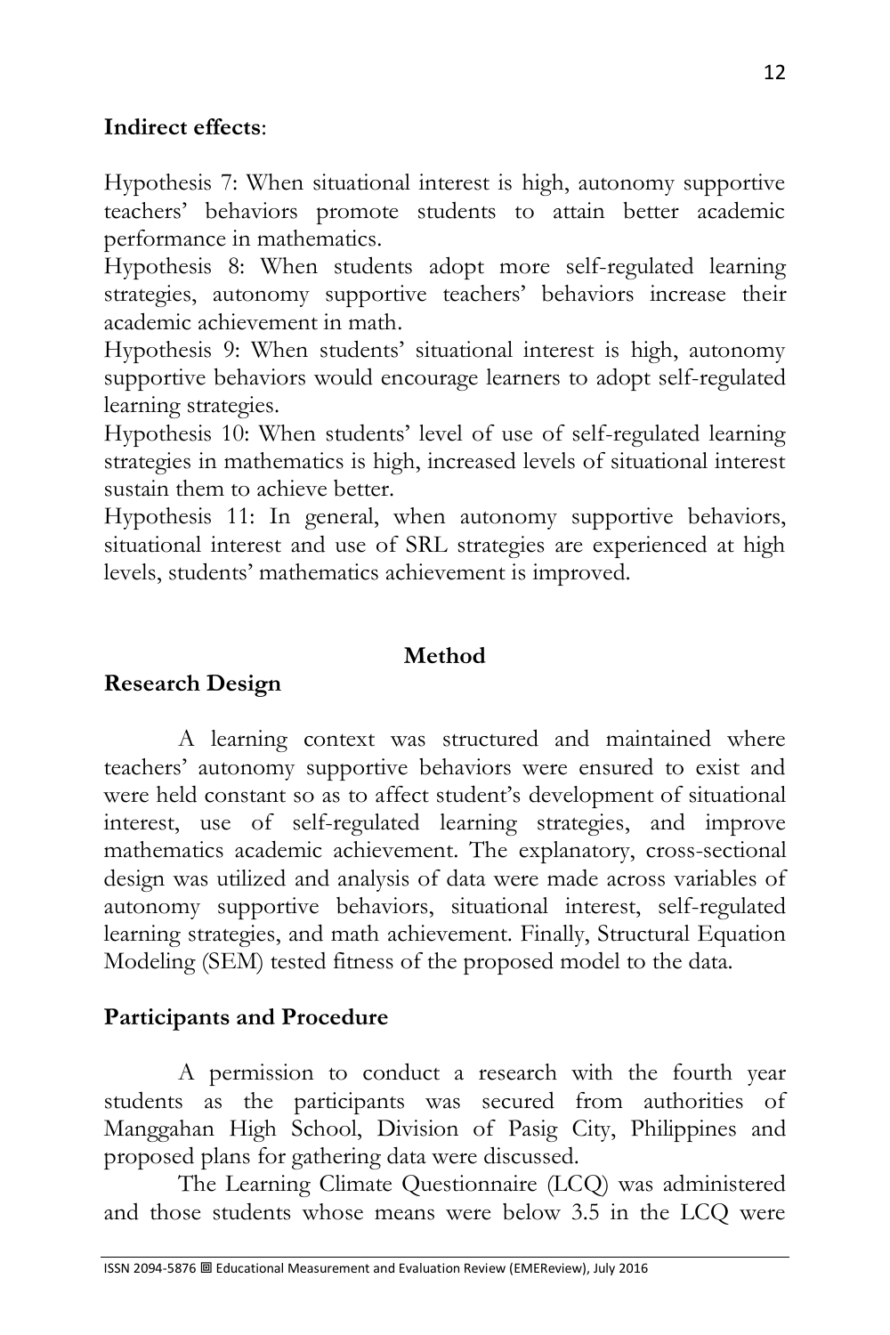**Indirect effects**:

Hypothesis 7: When situational interest is high, autonomy supportive teachers' behaviors promote students to attain better academic performance in mathematics.

Hypothesis 8: When students adopt more self-regulated learning strategies, autonomy supportive teachers' behaviors increase their academic achievement in math.

Hypothesis 9: When students' situational interest is high, autonomy supportive behaviors would encourage learners to adopt self-regulated learning strategies.

Hypothesis 10: When students' level of use of self-regulated learning strategies in mathematics is high, increased levels of situational interest sustain them to achieve better.

Hypothesis 11: In general, when autonomy supportive behaviors, situational interest and use of SRL strategies are experienced at high levels, students' mathematics achievement is improved.

## Method

### Research Design

A learning context was structured and maintained where teachers' autonomy supportive behaviors were ensured to exist and were held constant so as to affect student's development of situational interest, use of self-regulated learning strategies, and improve mathematics academic achievement. The explanatory, cross-sectional design was utilized and analysis of data were made across variables of autonomy supportive behaviors, situational interest, self-regulated learning strategies, and math achievement. Finally, Structural Equation Modeling (SEM) tested fitness of the proposed model to the data.

### Participants and Procedure

A permission to conduct a research with the fourth year students as the participants was secured from authorities of Manggahan High School, Division of Pasig City, Philippines and proposed plans for gathering data were discussed.

The Learning Climate Questionnaire (LCQ) was administered and those students whose means were below 3.5 in the LCQ were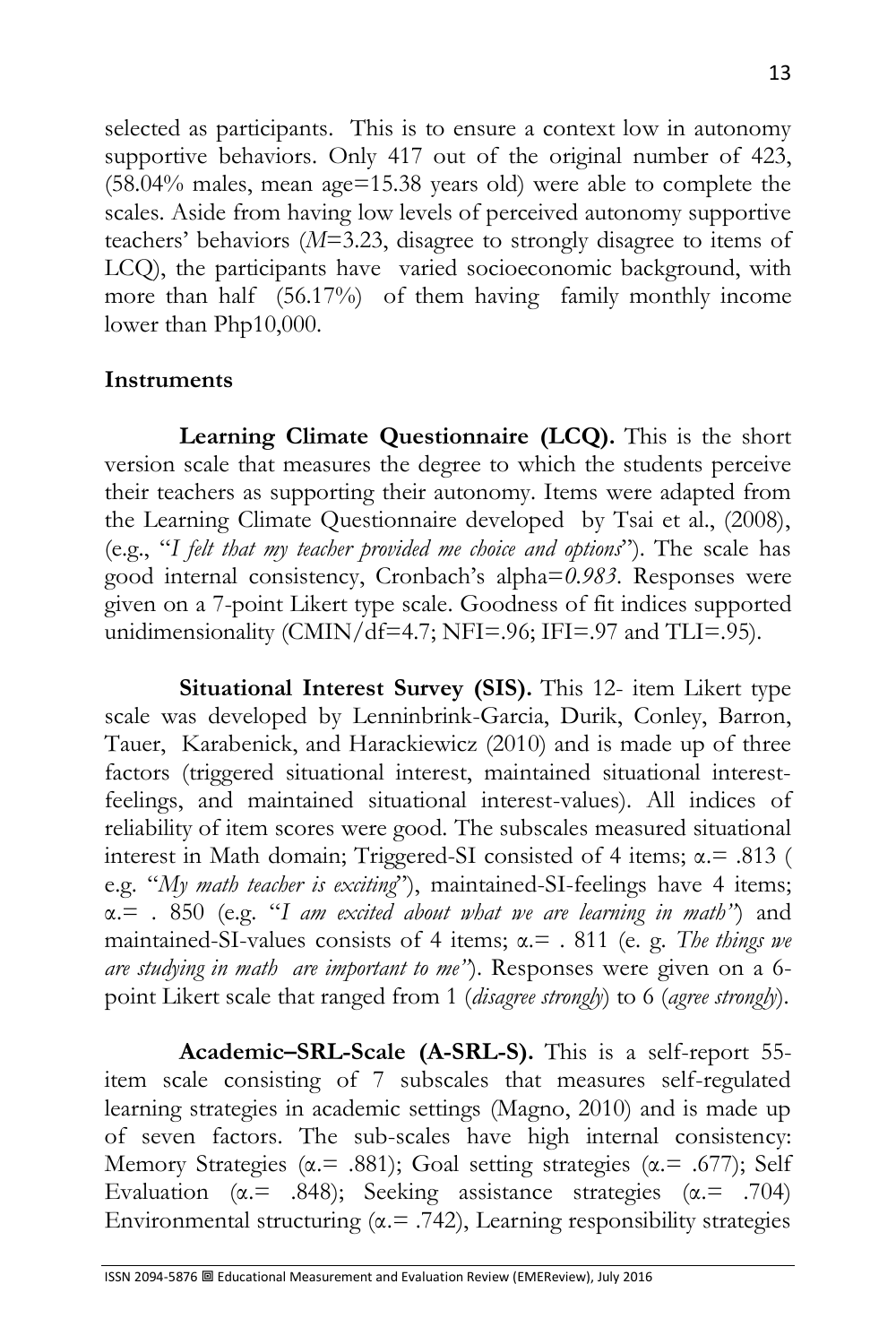selected as participants. This is to ensure a context low in autonomy supportive behaviors. Only 417 out of the original number of 423, (58.04% males, mean age=15.38 years old) were able to complete the scales. Aside from having low levels of perceived autonomy supportive teachers' behaviors (*M*=3.23, disagree to strongly disagree to items of LCQ), the participants have varied socioeconomic background, with more than half (56.17%) of them having family monthly income lower than Php10,000.

## Instruments

**Learning Climate Questionnaire (LCQ).** This is the short version scale that measures the degree to which the students perceive their teachers as supporting their autonomy. Items were adapted from the Learning Climate Questionnaire developed by Tsai et al., (2008), (e.g., "*I felt that my teacher provided me choice and options*"). The scale has good internal consistency, Cronbach's alpha=*0.983*. Responses were given on a 7-point Likert type scale. Goodness of fit indices supported unidimensionality (CMIN/df=4.7; NFI=.96; IFI=.97 and TLI=.95).

**Situational Interest Survey (SIS).** This 12- item Likert type scale was developed by Lenninbrink-Garcia, Durik, Conley, Barron, Tauer, Karabenick, and Harackiewicz (2010) and is made up of three factors (triggered situational interest, maintained situational interest-feelings, and maintained situational interest-values). All indices of reliability of item scores were good. The subscales measured situational interest in Math domain; Triggered-SI consisted of 4 items; α.= .813 ( e.g. "*My math teacher is exciting*"), maintained-SI-feelings have 4 items; α.= . 850 (e.g. "*I am excited about what we are learning in math"*) and maintained-SI-values consists of 4 items; α.= . 811 (e. g. *The things we are studying in math are important to me"*). Responses were given on a 6-point Likert scale that ranged from 1 (*disagree strongly*) to 6 (*agree strongly*).

**Academic–SRL-Scale (A-SRL-S).** This is a self-report 55-item scale consisting of 7 subscales that measures self-regulated learning strategies in academic settings (Magno, 2010) and is made up of seven factors. The sub-scales have high internal consistency: Memory Strategies (α.= .881); Goal setting strategies (α.= .677); Self Evaluation (α.= .848); Seeking assistance strategies (α.= .704) Environmental structuring (α.= .742), Learning responsibility strategies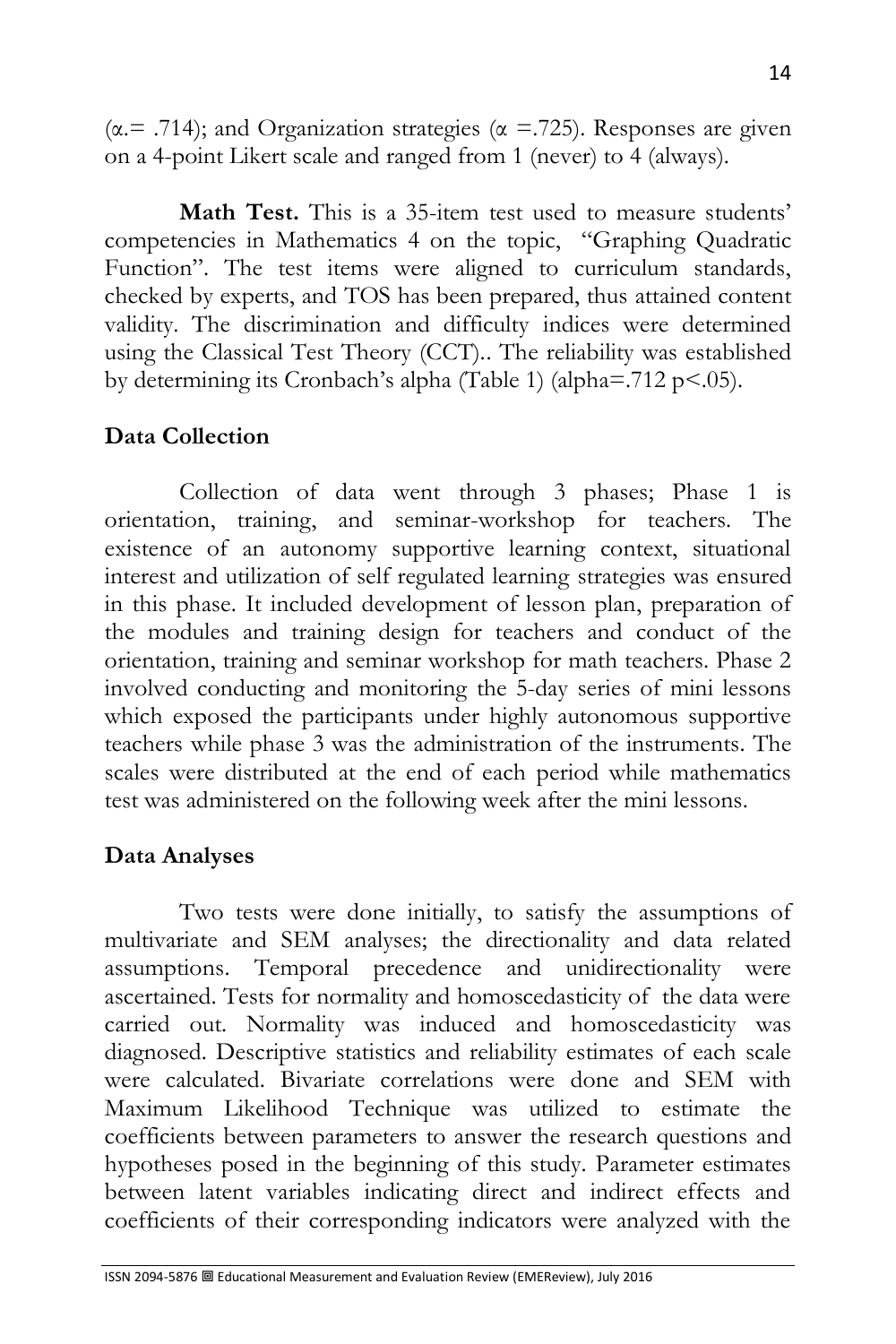($\alpha = .714$); and Organization strategies ($\alpha = .725$). Responses are given on a 4-point Likert scale and ranged from 1 (never) to 4 (always).

**Math Test.** This is a 35-item test used to measure students' competencies in Mathematics 4 on the topic, "Graphing Quadratic Function". The test items were aligned to curriculum standards, checked by experts, and TOS has been prepared, thus attained content validity. The discrimination and difficulty indices were determined using the Classical Test Theory (CCT).. The reliability was established by determining its Cronbach's alpha (Table 1) (alpha=.712 $p < .05$).

## Data Collection

Collection of data went through 3 phases; Phase 1 is orientation, training, and seminar-workshop for teachers. The existence of an autonomy supportive learning context, situational interest and utilization of self regulated learning strategies was ensured in this phase. It included development of lesson plan, preparation of the modules and training design for teachers and conduct of the orientation, training and seminar workshop for math teachers. Phase 2 involved conducting and monitoring the 5-day series of mini lessons which exposed the participants under highly autonomous supportive teachers while phase 3 was the administration of the instruments. The scales were distributed at the end of each period while mathematics test was administered on the following week after the mini lessons.

## Data Analyses

Two tests were done initially, to satisfy the assumptions of multivariate and SEM analyses; the directionality and data related assumptions. Temporal precedence and unidirectionality were ascertained. Tests for normality and homoscedasticity of the data were carried out. Normality was induced and homoscedasticity was diagnosed. Descriptive statistics and reliability estimates of each scale were calculated. Bivariate correlations were done and SEM with Maximum Likelihood Technique was utilized to estimate the coefficients between parameters to answer the research questions and hypotheses posed in the beginning of this study. Parameter estimates between latent variables indicating direct and indirect effects and coefficients of their corresponding indicators were analyzed with the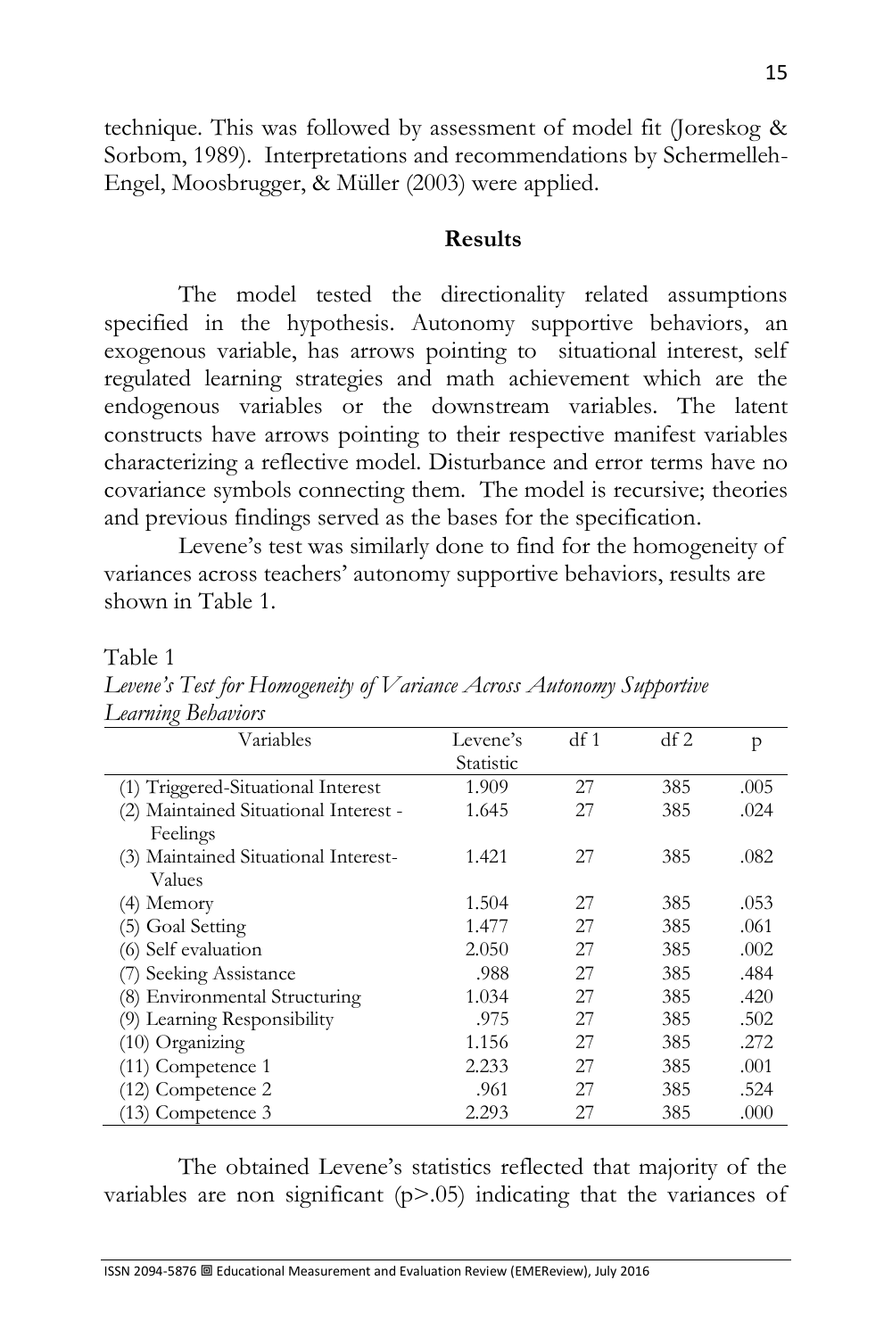technique. This was followed by assessment of model fit (Joreskog & Sorbom, 1989). Interpretations and recommendations by Schermelleh-Engel, Moosbrugger, & Müller (2003) were applied.

## Results

The model tested the directionality related assumptions specified in the hypothesis. Autonomy supportive behaviors, an exogenous variable, has arrows pointing to situational interest, self regulated learning strategies and math achievement which are the endogenous variables or the downstream variables. The latent constructs have arrows pointing to their respective manifest variables characterizing a reflective model. Disturbance and error terms have no covariance symbols connecting them. The model is recursive; theories and previous findings served as the bases for the specification.

Levene's test was similarly done to find for the homogeneity of variances across teachers' autonomy supportive behaviors, results are shown in Table 1.

Table 1

*Levene's Test for Homogeneity of Variance Across Autonomy Supportive Learning Behaviors*

| Variables | Levene's Statistic | df 1 | df 2 | p |
|---|---|---|---|---|
| (1) Triggered-Situational Interest | 1.909 | 27 | 385 | .005 |
| (2) Maintained Situational Interest - Feelings | 1.645 | 27 | 385 | .024 |
| (3) Maintained Situational Interest-Values | 1.421 | 27 | 385 | .082 |
| (4) Memory | 1.504 | 27 | 385 | .053 |
| (5) Goal Setting | 1.477 | 27 | 385 | .061 |
| (6) Self evaluation | 2.050 | 27 | 385 | .002 |
| (7) Seeking Assistance | .988 | 27 | 385 | .484 |
| (8) Environmental Structuring | 1.034 | 27 | 385 | .420 |
| (9) Learning Responsibility | .975 | 27 | 385 | .502 |
| (10) Organizing | 1.156 | 27 | 385 | .272 |
| (11) Competence 1 | 2.233 | 27 | 385 | .001 |
| (12) Competence 2 | .961 | 27 | 385 | .524 |
| (13) Competence 3 | 2.293 | 27 | 385 | .000 |

The obtained Levene's statistics reflected that majority of the variables are non significant ($p>.05$) indicating that the variances of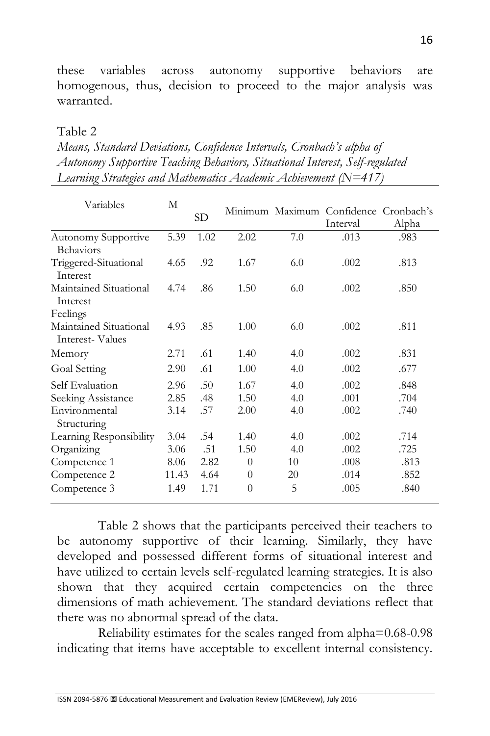these variables across autonomy supportive behaviors are homogenous, thus, decision to proceed to the major analysis was warranted.

Table 2
*Means, Standard Deviations, Confidence Intervals, Cronbach's alpha of Autonomy Supportive Teaching Behaviors, Situational Interest, Self-regulated Learning Strategies and Mathematics Academic Achievement (N=417)*

| Variables | M | SD | Minimum | Maximum | Confidence Interval | Cronbach's Alpha |
|---|---|---|---|---|---|---|
| Autonomy Supportive Behaviors | 5.39 | 1.02 | 2.02 | 7.0 | .013 | .983 |
| Triggered-Situational Interest | 4.65 | .92 | 1.67 | 6.0 | .002 | .813 |
| Maintained Situational Interest-Feelings | 4.74 | .86 | 1.50 | 6.0 | .002 | .850 |
| Maintained Situational Interest- Values | 4.93 | .85 | 1.00 | 6.0 | .002 | .811 |
| Memory | 2.71 | .61 | 1.40 | 4.0 | .002 | .831 |
| Goal Setting | 2.90 | .61 | 1.00 | 4.0 | .002 | .677 |
| Self Evaluation | 2.96 | .50 | 1.67 | 4.0 | .002 | .848 |
| Seeking Assistance | 2.85 | .48 | 1.50 | 4.0 | .001 | .704 |
| Environmental Structuring | 3.14 | .57 | 2.00 | 4.0 | .002 | .740 |
| Learning Responsibility | 3.04 | .54 | 1.40 | 4.0 | .002 | .714 |
| Organizing | 3.06 | .51 | 1.50 | 4.0 | .002 | .725 |
| Competence 1 | 8.06 | 2.82 | 0 | 10 | .008 | .813 |
| Competence 2 | 11.43 | 4.64 | 0 | 20 | .014 | .852 |
| Competence 3 | 1.49 | 1.71 | 0 | 5 | .005 | .840 |

Table 2 shows that the participants perceived their teachers to be autonomy supportive of their learning. Similarly, they have developed and possessed different forms of situational interest and have utilized to certain levels self-regulated learning strategies. It is also shown that they acquired certain competencies on the three dimensions of math achievement. The standard deviations reflect that there was no abnormal spread of the data.

Reliability estimates for the scales ranged from alpha=0.68-0.98 indicating that items have acceptable to excellent internal consistency.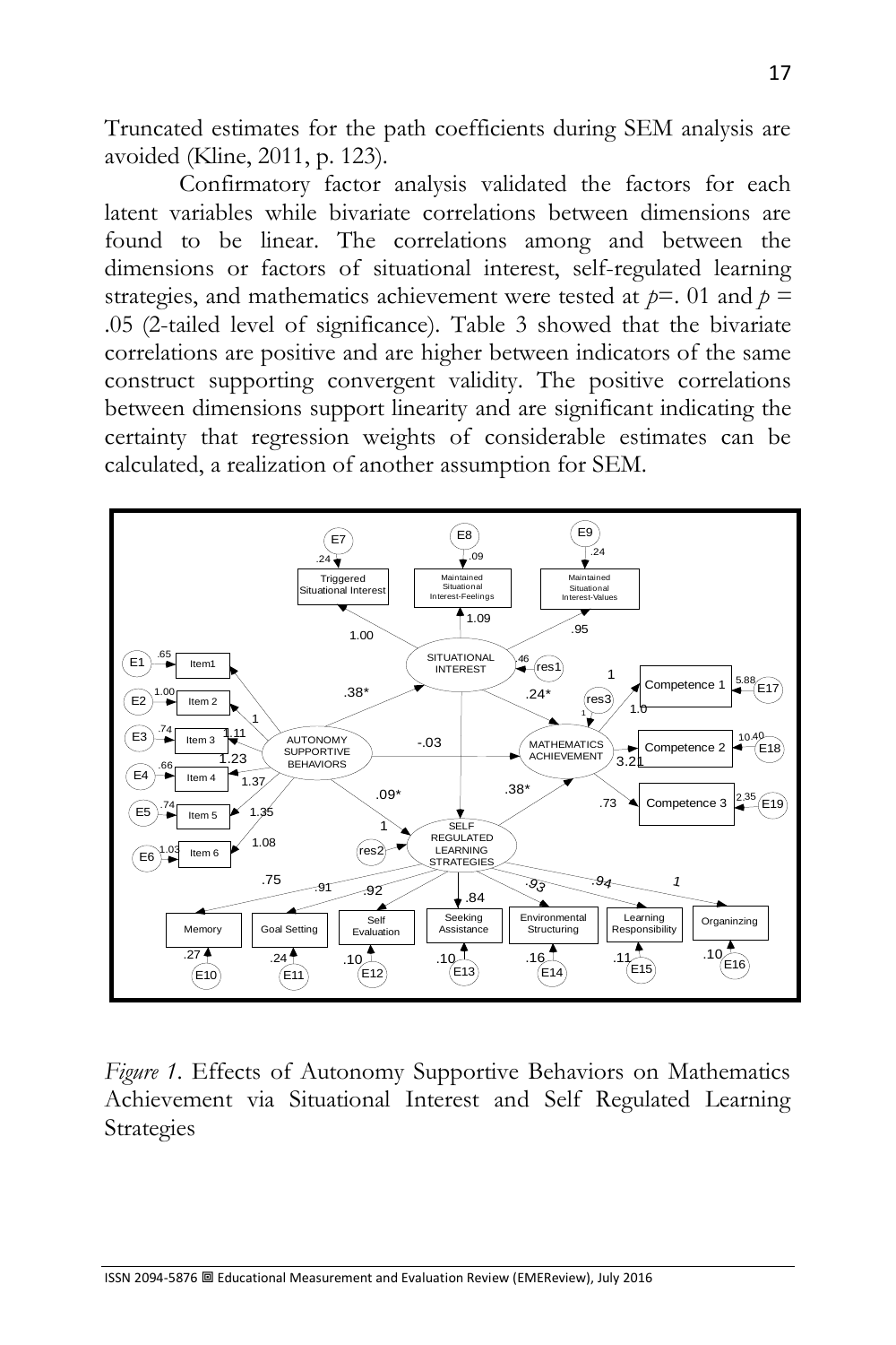Truncated estimates for the path coefficients during SEM analysis are avoided (Kline, 2011, p. 123).

Confirmatory factor analysis validated the factors for each latent variables while bivariate correlations between dimensions are found to be linear. The correlations among and between the dimensions or factors of situational interest, self-regulated learning strategies, and mathematics achievement were tested at $p$=. 01 and $p$ = .05 (2-tailed level of significance). Table 3 showed that the bivariate correlations are positive and are higher between indicators of the same construct supporting convergent validity. The positive correlations between dimensions support linearity and are significant indicating the certainty that regression weights of considerable estimates can be calculated, a realization of another assumption for SEM.

*Figure 1*. Effects of Autonomy Supportive Behaviors on Mathematics Achievement via Situational Interest and Self Regulated Learning Strategies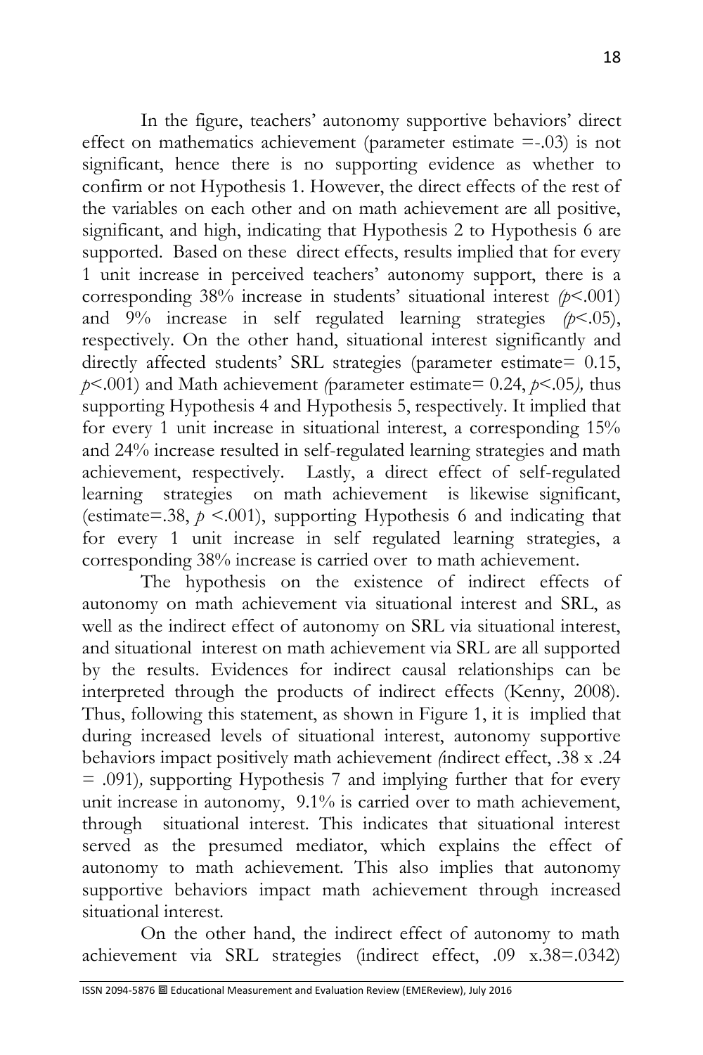In the figure, teachers' autonomy supportive behaviors' direct effect on mathematics achievement (parameter estimate =-.03) is not significant, hence there is no supporting evidence as whether to confirm or not Hypothesis 1. However, the direct effects of the rest of the variables on each other and on math achievement are all positive, significant, and high, indicating that Hypothesis 2 to Hypothesis 6 are supported. Based on these direct effects, results implied that for every 1 unit increase in perceived teachers' autonomy support, there is a corresponding 38% increase in students' situational interest *(*$p$<.001) and 9% increase in self regulated learning strategies *(*$p$<.05), respectively. On the other hand, situational interest significantly and directly affected students' SRL strategies (parameter estimate= 0.15, $p$<.001) and Math achievement *(*parameter estimate= 0.24, $p$<.05*),* thus supporting Hypothesis 4 and Hypothesis 5, respectively. It implied that for every 1 unit increase in situational interest, a corresponding 15% and 24% increase resulted in self-regulated learning strategies and math achievement, respectively. Lastly, a direct effect of self-regulated learning strategies on math achievement is likewise significant, (estimate=.38, $p$ <.001), supporting Hypothesis 6 and indicating that for every 1 unit increase in self regulated learning strategies, a corresponding 38% increase is carried over to math achievement.

The hypothesis on the existence of indirect effects of autonomy on math achievement via situational interest and SRL, as well as the indirect effect of autonomy on SRL via situational interest, and situational interest on math achievement via SRL are all supported by the results. Evidences for indirect causal relationships can be interpreted through the products of indirect effects (Kenny, 2008). Thus, following this statement, as shown in Figure 1, it is implied that during increased levels of situational interest, autonomy supportive behaviors impact positively math achievement *(*indirect effect, .38 x .24 = .091)*,* supporting Hypothesis 7 and implying further that for every unit increase in autonomy, 9.1% is carried over to math achievement, through situational interest. This indicates that situational interest served as the presumed mediator, which explains the effect of autonomy to math achievement. This also implies that autonomy supportive behaviors impact math achievement through increased situational interest.

On the other hand, the indirect effect of autonomy to math achievement via SRL strategies (indirect effect, .09 x.38=.0342)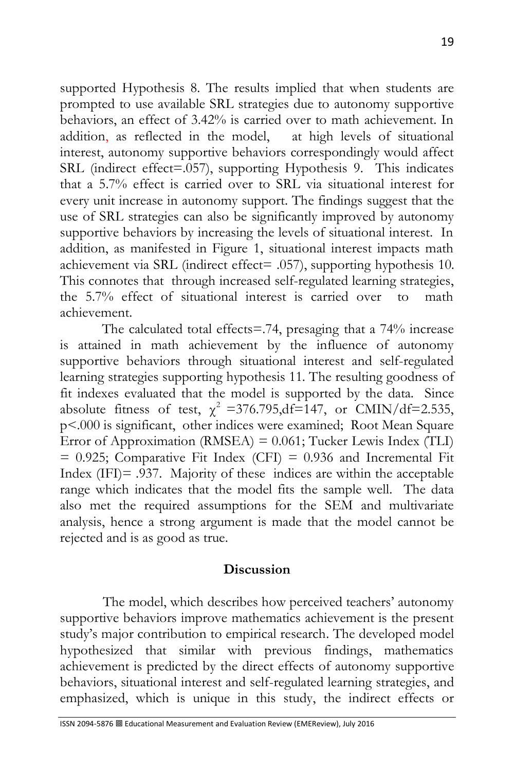supported Hypothesis 8. The results implied that when students are prompted to use available SRL strategies due to autonomy supportive behaviors, an effect of 3.42% is carried over to math achievement. In addition, as reflected in the model, at high levels of situational interest, autonomy supportive behaviors correspondingly would affect SRL (indirect effect=.057), supporting Hypothesis 9. This indicates that a 5.7% effect is carried over to SRL via situational interest for every unit increase in autonomy support. The findings suggest that the use of SRL strategies can also be significantly improved by autonomy supportive behaviors by increasing the levels of situational interest. In addition, as manifested in Figure 1, situational interest impacts math achievement via SRL (indirect effect= .057), supporting hypothesis 10. This connotes that through increased self-regulated learning strategies, the 5.7% effect of situational interest is carried over to math achievement.

The calculated total effects=.74, presaging that a 74% increase is attained in math achievement by the influence of autonomy supportive behaviors through situational interest and self-regulated learning strategies supporting hypothesis 11. The resulting goodness of fit indexes evaluated that the model is supported by the data. Since absolute fitness of test, $\chi^2$ =376.795,df=147, or CMIN/df=2.535, p<.000 is significant, other indices were examined; Root Mean Square Error of Approximation (RMSEA) = 0.061; Tucker Lewis Index (TLI) = 0.925; Comparative Fit Index (CFI) = 0.936 and Incremental Fit Index (IFI)= .937. Majority of these indices are within the acceptable range which indicates that the model fits the sample well. The data also met the required assumptions for the SEM and multivariate analysis, hence a strong argument is made that the model cannot be rejected and is as good as true.

## Discussion

The model, which describes how perceived teachers' autonomy supportive behaviors improve mathematics achievement is the present study's major contribution to empirical research. The developed model hypothesized that similar with previous findings, mathematics achievement is predicted by the direct effects of autonomy supportive behaviors, situational interest and self-regulated learning strategies, and emphasized, which is unique in this study, the indirect effects or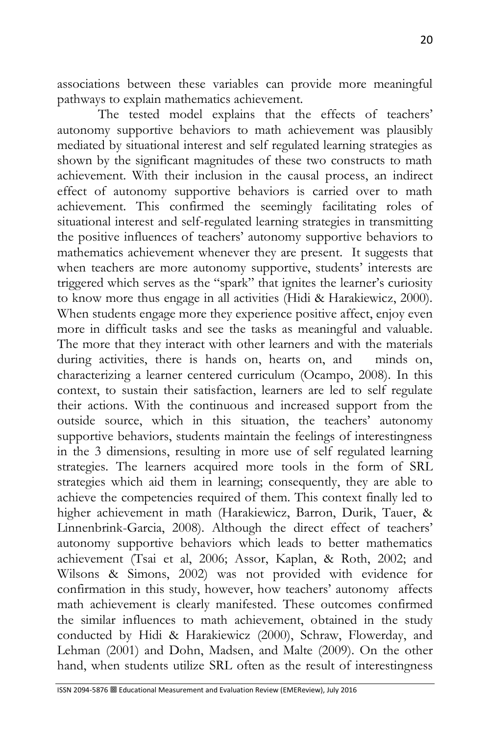associations between these variables can provide more meaningful pathways to explain mathematics achievement.

The tested model explains that the effects of teachers' autonomy supportive behaviors to math achievement was plausibly mediated by situational interest and self regulated learning strategies as shown by the significant magnitudes of these two constructs to math achievement. With their inclusion in the causal process, an indirect effect of autonomy supportive behaviors is carried over to math achievement. This confirmed the seemingly facilitating roles of situational interest and self-regulated learning strategies in transmitting the positive influences of teachers' autonomy supportive behaviors to mathematics achievement whenever they are present. It suggests that when teachers are more autonomy supportive, students' interests are triggered which serves as the "spark" that ignites the learner's curiosity to know more thus engage in all activities (Hidi & Harakiewicz, 2000). When students engage more they experience positive affect, enjoy even more in difficult tasks and see the tasks as meaningful and valuable. The more that they interact with other learners and with the materials during activities, there is hands on, hearts on, and minds on, characterizing a learner centered curriculum (Ocampo, 2008). In this context, to sustain their satisfaction, learners are led to self regulate their actions. With the continuous and increased support from the outside source, which in this situation, the teachers' autonomy supportive behaviors, students maintain the feelings of interestingness in the 3 dimensions, resulting in more use of self regulated learning strategies. The learners acquired more tools in the form of SRL strategies which aid them in learning; consequently, they are able to achieve the competencies required of them. This context finally led to higher achievement in math (Harakiewicz, Barron, Durik, Tauer, & Linnenbrink-Garcia, 2008). Although the direct effect of teachers' autonomy supportive behaviors which leads to better mathematics achievement (Tsai et al, 2006; Assor, Kaplan, & Roth, 2002; and Wilsons & Simons, 2002) was not provided with evidence for confirmation in this study, however, how teachers' autonomy affects math achievement is clearly manifested. These outcomes confirmed the similar influences to math achievement, obtained in the study conducted by Hidi & Harakiewicz (2000), Schraw, Flowerday, and Lehman (2001) and Dohn, Madsen, and Malte (2009). On the other hand, when students utilize SRL often as the result of interestingness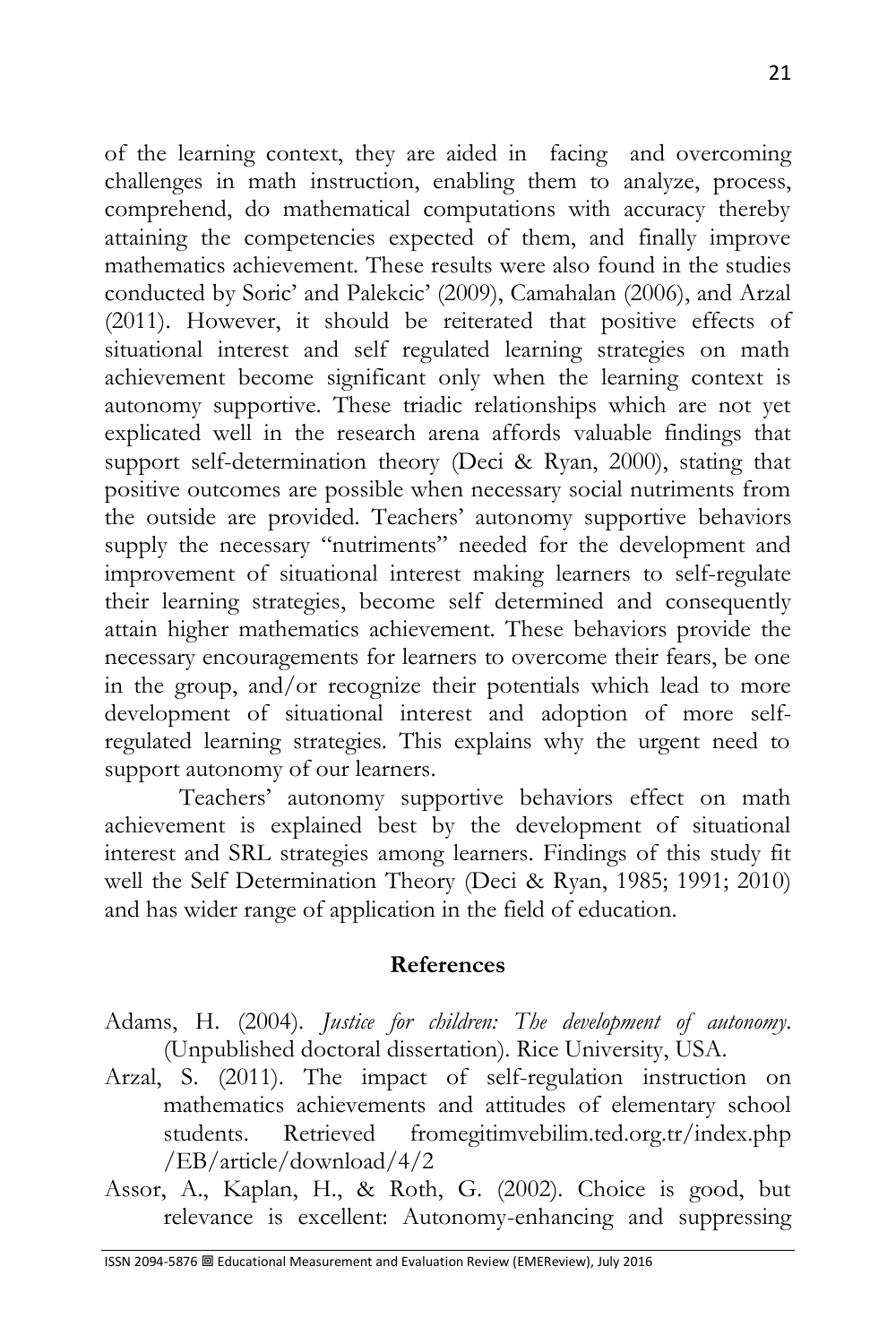of the learning context, they are aided in facing and overcoming challenges in math instruction, enabling them to analyze, process, comprehend, do mathematical computations with accuracy thereby attaining the competencies expected of them, and finally improve mathematics achievement. These results were also found in the studies conducted by Soric' and Palekcic' (2009), Camahalan (2006), and Arzal (2011). However, it should be reiterated that positive effects of situational interest and self regulated learning strategies on math achievement become significant only when the learning context is autonomy supportive. These triadic relationships which are not yet explicated well in the research arena affords valuable findings that support self-determination theory (Deci & Ryan, 2000), stating that positive outcomes are possible when necessary social nutriments from the outside are provided. Teachers' autonomy supportive behaviors supply the necessary "nutriments" needed for the development and improvement of situational interest making learners to self-regulate their learning strategies, become self determined and consequently attain higher mathematics achievement. These behaviors provide the necessary encouragements for learners to overcome their fears, be one in the group, and/or recognize their potentials which lead to more development of situational interest and adoption of more self-regulated learning strategies. This explains why the urgent need to support autonomy of our learners.

Teachers' autonomy supportive behaviors effect on math achievement is explained best by the development of situational interest and SRL strategies among learners. Findings of this study fit well the Self Determination Theory (Deci & Ryan, 1985; 1991; 2010) and has wider range of application in the field of education.

## References

Adams, H. (2004). *Justice for children: The development of autonomy.* (Unpublished doctoral dissertation). Rice University, USA.

Arzal, S. (2011). The impact of self-regulation instruction on mathematics achievements and attitudes of elementary school students. Retrieved fromegitimvebilim.ted.org.tr/index.php /EB/article/download/4/2

Assor, A., Kaplan, H., & Roth, G. (2002). Choice is good, but relevance is excellent: Autonomy-enhancing and suppressing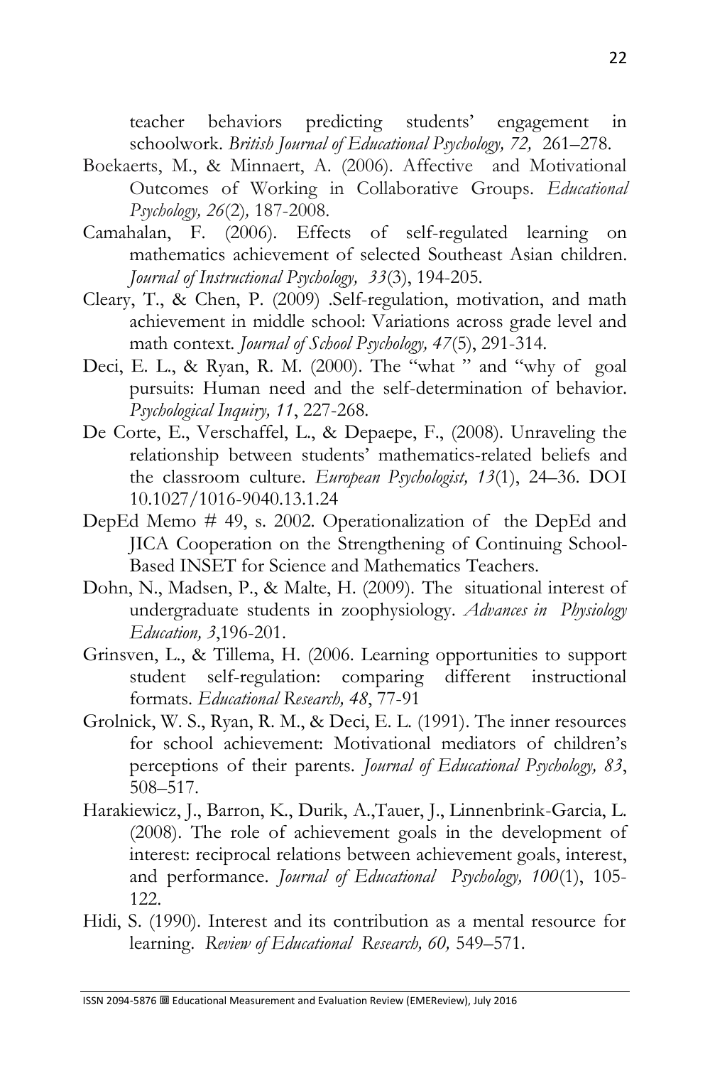teacher behaviors predicting students' engagement in schoolwork. *British Journal of Educational Psychology, 72,* 261–278.

Boekaerts, M., & Minnaert, A. (2006). Affective and Motivational Outcomes of Working in Collaborative Groups. *Educational Psychology, 26*(2)*,* 187-2008.

Camahalan, F. (2006). Effects of self-regulated learning on mathematics achievement of selected Southeast Asian children. *Journal of Instructional Psychology, 33*(3), 194-205.

Cleary, T., & Chen, P. (2009) .Self-regulation, motivation, and math achievement in middle school: Variations across grade level and math context. *Journal of School Psychology, 47*(5), 291-314.

Deci, E. L., & Ryan, R. M. (2000). The "what " and "why of goal pursuits: Human need and the self-determination of behavior. *Psychological Inquiry, 11*, 227-268.

De Corte, E., Verschaffel, L., & Depaepe, F., (2008). Unraveling the relationship between students' mathematics-related beliefs and the classroom culture. *European Psychologist, 13*(1), 24–36. DOI 10.1027/1016-9040.13.1.24

DepEd Memo # 49, s. 2002. Operationalization of the DepEd and JICA Cooperation on the Strengthening of Continuing School-Based INSET for Science and Mathematics Teachers.

Dohn, N., Madsen, P., & Malte, H. (2009). The situational interest of undergraduate students in zoophysiology. *Advances in Physiology Education, 3*,196-201.

Grinsven, L., & Tillema, H. (2006. Learning opportunities to support student self-regulation: comparing different instructional formats. *Educational Research, 48*, 77-91

Grolnick, W. S., Ryan, R. M., & Deci, E. L. (1991). The inner resources for school achievement: Motivational mediators of children's perceptions of their parents. *Journal of Educational Psychology, 83*, 508–517.

Harakiewicz, J., Barron, K., Durik, A.,Tauer, J., Linnenbrink-Garcia, L. (2008). The role of achievement goals in the development of interest: reciprocal relations between achievement goals, interest, and performance. *Journal of Educational Psychology, 100*(1), 105-122.

Hidi, S. (1990). Interest and its contribution as a mental resource for learning. *Review of Educational Research, 60,* 549–571.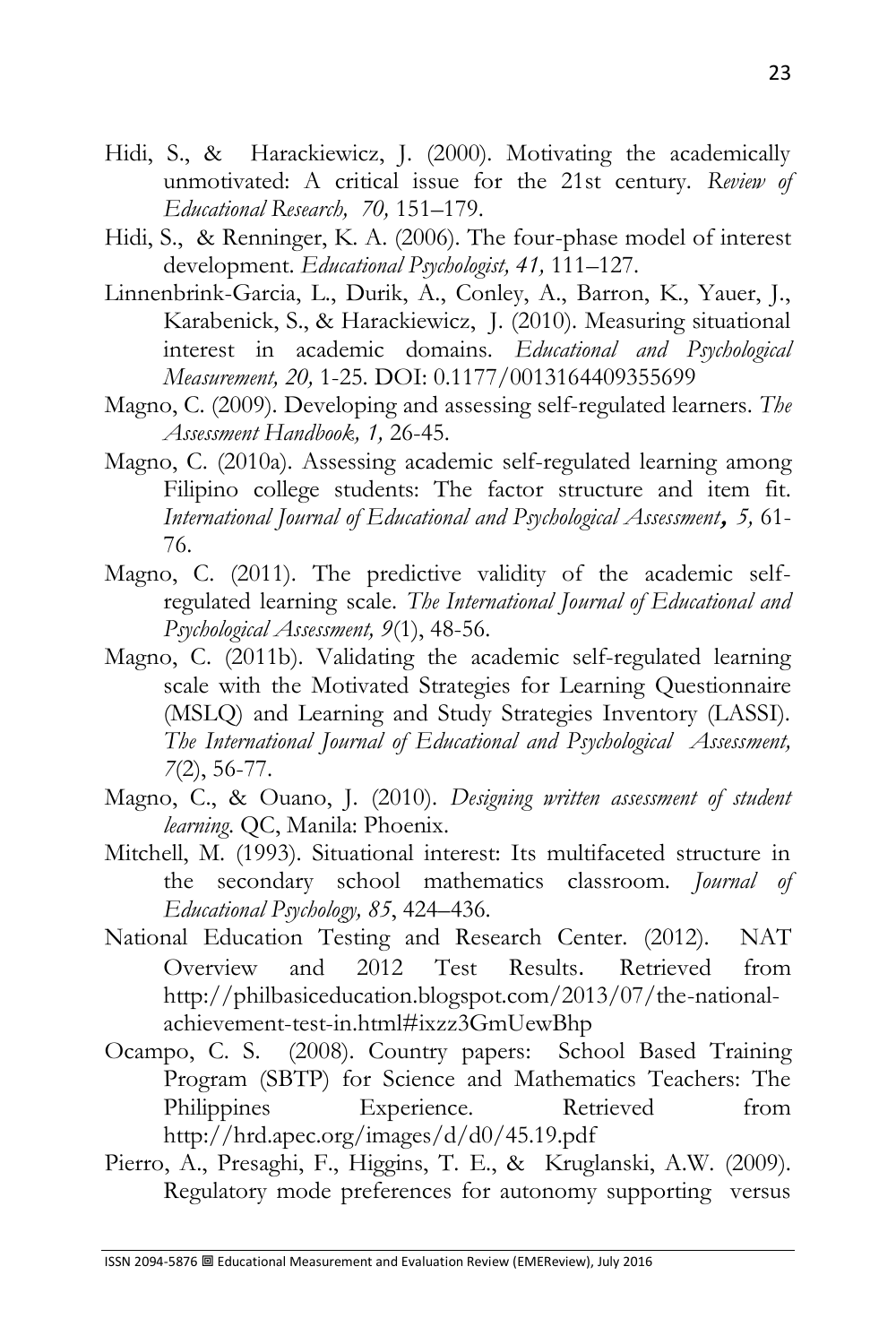Hidi, S., & Harackiewicz, J. (2000). Motivating the academically unmotivated: A critical issue for the 21st century. *Review of Educational Research, 70,* 151–179.

Hidi, S., & Renninger, K. A. (2006). The four-phase model of interest development. *Educational Psychologist, 41,* 111–127.

Linnenbrink-Garcia, L., Durik, A., Conley, A., Barron, K., Yauer, J., Karabenick, S., & Harackiewicz, J. (2010). Measuring situational interest in academic domains. *Educational and Psychological Measurement, 20,* 1-25. DOI: 0.1177/0013164409355699

Magno, C. (2009). Developing and assessing self-regulated learners. *The Assessment Handbook, 1,* 26-45.

Magno, C. (2010a). Assessing academic self-regulated learning among Filipino college students: The factor structure and item fit. *International Journal of Educational and Psychological Assessment, 5,* 61-76.

Magno, C. (2011). The predictive validity of the academic self-regulated learning scale. *The International Journal of Educational and Psychological Assessment, 9*(1), 48-56.

Magno, C. (2011b). Validating the academic self-regulated learning scale with the Motivated Strategies for Learning Questionnaire (MSLQ) and Learning and Study Strategies Inventory (LASSI). *The International Journal of Educational and Psychological Assessment, 7*(2), 56-77.

Magno, C., & Ouano, J. (2010). *Designing written assessment of student learning.* QC, Manila: Phoenix.

Mitchell, M. (1993). Situational interest: Its multifaceted structure in the secondary school mathematics classroom. *Journal of Educational Psychology, 85*, 424–436.

National Education Testing and Research Center. (2012). NAT Overview and 2012 Test Results. Retrieved from http://philbasiceducation.blogspot.com/2013/07/the-national-achievement-test-in.html#ixzz3GmUewBhp

Ocampo, C. S. (2008). Country papers: School Based Training Program (SBTP) for Science and Mathematics Teachers: The Philippines Experience. Retrieved from http://hrd.apec.org/images/d/d0/45.19.pdf

Pierro, A., Presaghi, F., Higgins, T. E., & Kruglanski, A.W. (2009). Regulatory mode preferences for autonomy supporting versus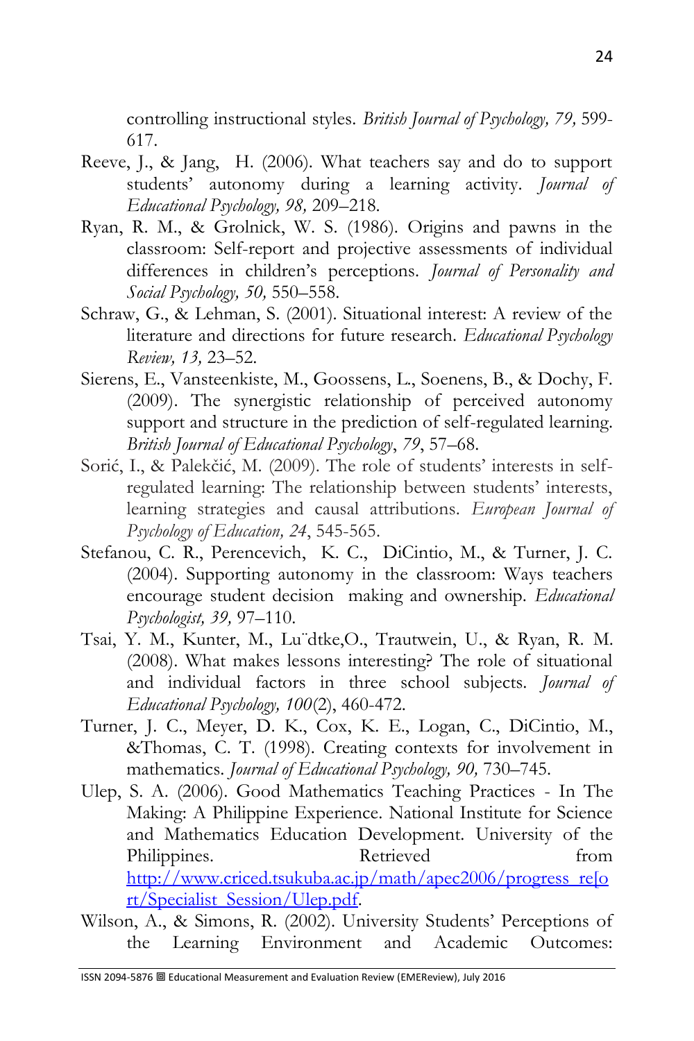controlling instructional styles. *British Journal of Psychology, 79,* 599-617.

Reeve, J., & Jang, H. (2006). What teachers say and do to support students' autonomy during a learning activity. *Journal of Educational Psychology, 98,* 209–218.

Ryan, R. M., & Grolnick, W. S. (1986). Origins and pawns in the classroom: Self-report and projective assessments of individual differences in children's perceptions. *Journal of Personality and Social Psychology, 50,* 550–558.

Schraw, G., & Lehman, S. (2001). Situational interest: A review of the literature and directions for future research. *Educational Psychology Review, 13,* 23–52.

Sierens, E., Vansteenkiste, M., Goossens, L., Soenens, B., & Dochy, F. (2009). The synergistic relationship of perceived autonomy support and structure in the prediction of self-regulated learning. *British Journal of Educational Psychology*, *79*, 57–68.

Sorić, I., & Palekčić, M. (2009). The role of students' interests in self-regulated learning: The relationship between students' interests, learning strategies and causal attributions. *European Journal of Psychology of Education, 24*, 545-565.

Stefanou, C. R., Perencevich, K. C., DiCintio, M., & Turner, J. C. (2004). Supporting autonomy in the classroom: Ways teachers encourage student decision making and ownership. *Educational Psychologist, 39,* 97–110.

Tsai, Y. M., Kunter, M., Lu¨dtke,O., Trautwein, U., & Ryan, R. M. (2008). What makes lessons interesting? The role of situational and individual factors in three school subjects. *Journal of Educational Psychology, 100*(2), 460-472.

Turner, J. C., Meyer, D. K., Cox, K. E., Logan, C., DiCintio, M., &Thomas, C. T. (1998). Creating contexts for involvement in mathematics. *Journal of Educational Psychology, 90,* 730–745.

Ulep, S. A. (2006). Good Mathematics Teaching Practices - In The Making: A Philippine Experience. National Institute for Science and Mathematics Education Development. University of the Philippines. Retrieved from http://www.criced.tsukuba.ac.jp/math/apec2006/progress_re[ort/Specialist_Session/Ulep.pdf.

Wilson, A., & Simons, R. (2002). University Students' Perceptions of the Learning Environment and Academic Outcomes: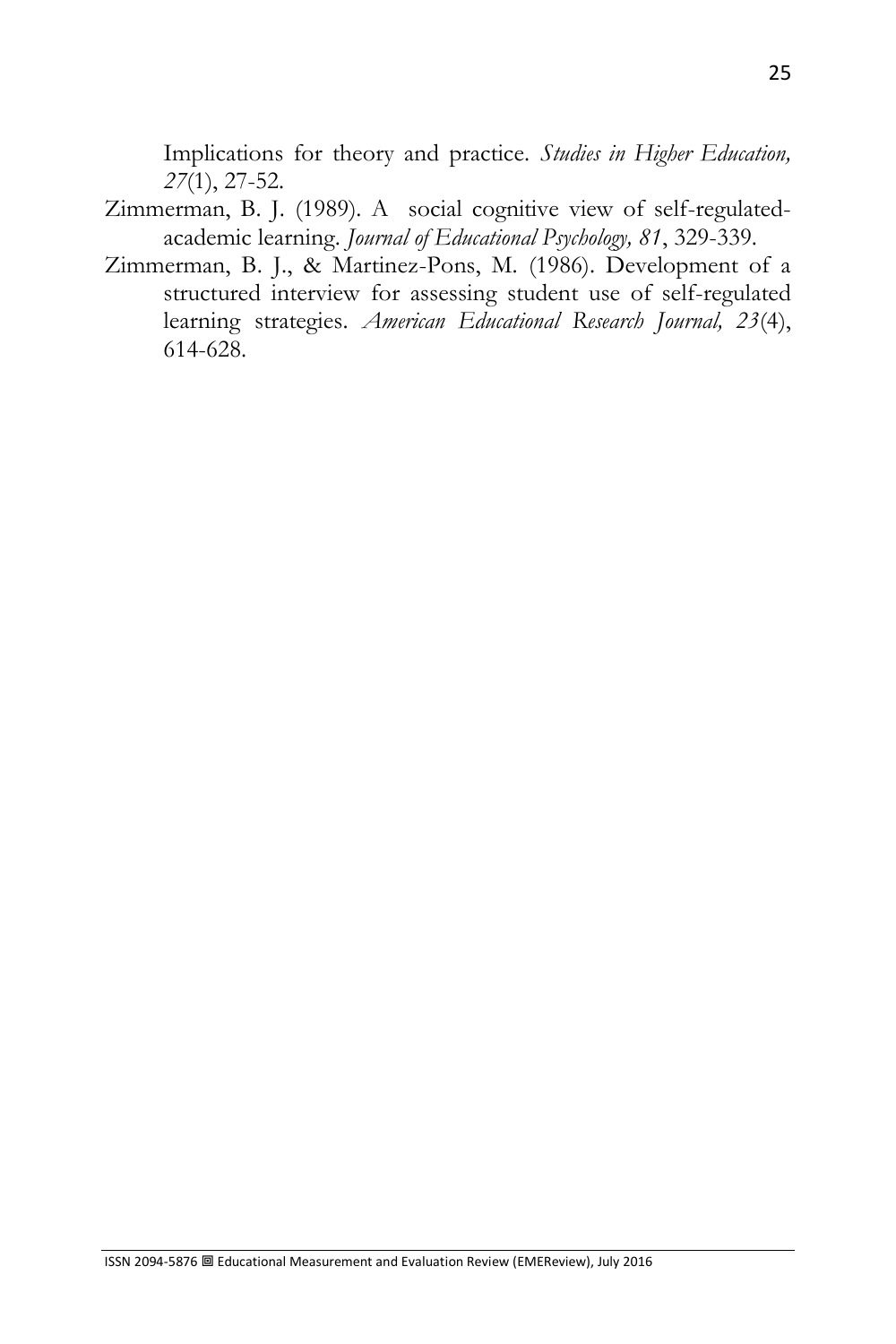Implications for theory and practice. *Studies in Higher Education, 27*(1), 27-52.

Zimmerman, B. J. (1989). A social cognitive view of self-regulated-academic learning. *Journal of Educational Psychology, 81*, 329-339.

Zimmerman, B. J., & Martinez-Pons, M. (1986). Development of a structured interview for assessing student use of self-regulated learning strategies. *American Educational Research Journal, 23*(4), 614-628.